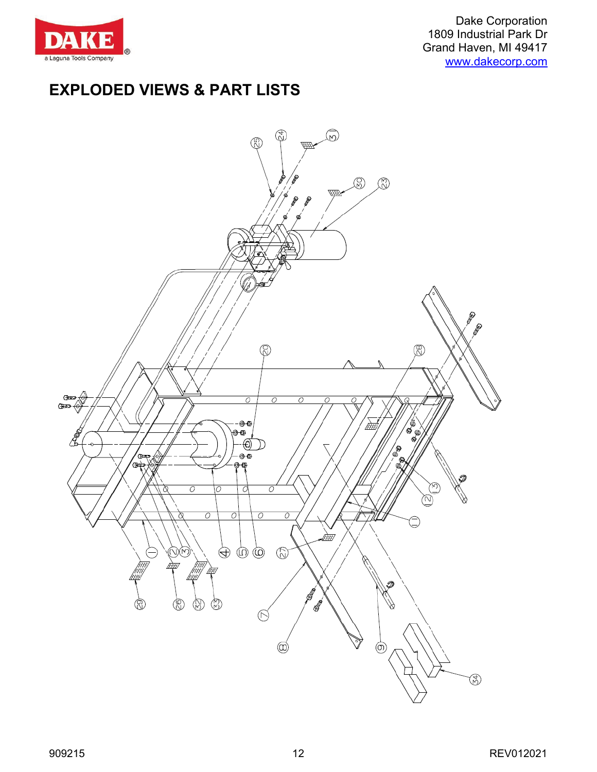# EXPLODED VIEWS & PART LISTS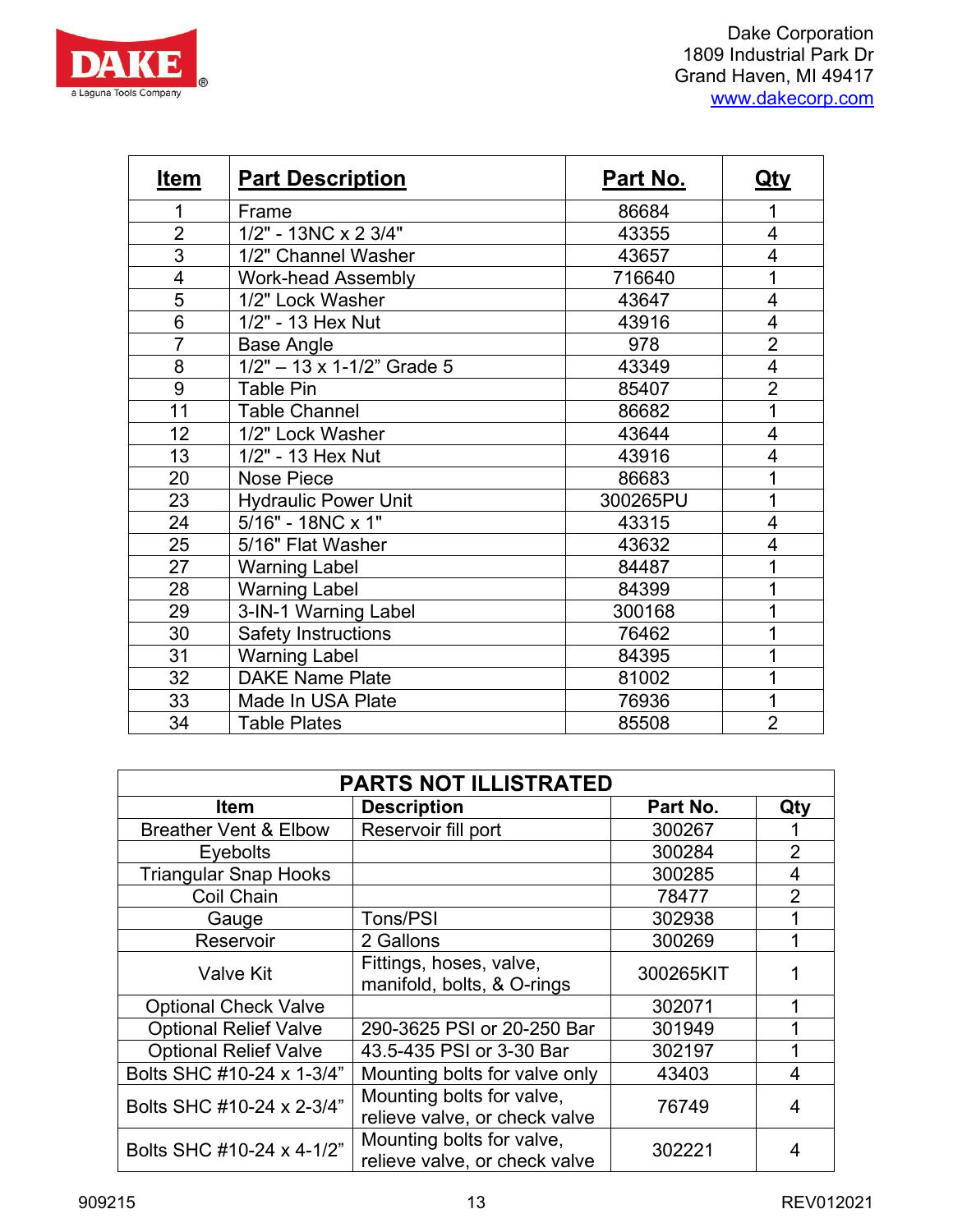Dake Corporation
1809 Industrial Park Dr
Grand Haven, MI 49417
www.dakecorp.com

| Item | Part Description | Part No. | Qty |
|---|---|---|---|
| 1 | Frame | 86684 | 1 |
| 2 | 1/2" - 13NC x 2 3/4" | 43355 | 4 |
| 3 | 1/2" Channel Washer | 43657 | 4 |
| 4 | Work-head Assembly | 716640 | 1 |
| 5 | 1/2" Lock Washer | 43647 | 4 |
| 6 | 1/2" - 13 Hex Nut | 43916 | 4 |
| 7 | Base Angle | 978 | 2 |
| 8 | 1/2" – 13 x 1-1/2" Grade 5 | 43349 | 4 |
| 9 | Table Pin | 85407 | 2 |
| 11 | Table Channel | 86682 | 1 |
| 12 | 1/2" Lock Washer | 43644 | 4 |
| 13 | 1/2" - 13 Hex Nut | 43916 | 4 |
| 20 | Nose Piece | 86683 | 1 |
| 23 | Hydraulic Power Unit | 300265PU | 1 |
| 24 | 5/16" - 18NC x 1" | 43315 | 4 |
| 25 | 5/16" Flat Washer | 43632 | 4 |
| 27 | Warning Label | 84487 | 1 |
| 28 | Warning Label | 84399 | 1 |
| 29 | 3-IN-1 Warning Label | 300168 | 1 |
| 30 | Safety Instructions | 76462 | 1 |
| 31 | Warning Label | 84395 | 1 |
| 32 | DAKE Name Plate | 81002 | 1 |
| 33 | Made In USA Plate | 76936 | 1 |
| 34 | Table Plates | 85508 | 2 |

| PARTS NOT ILLISTRATED | | | |
|---|---|---|---|
| **Item** | **Description** | **Part No.** | **Qty** |
| Breather Vent & Elbow | Reservoir fill port | 300267 | 1 |
| Eyebolts | | 300284 | 2 |
| Triangular Snap Hooks | | 300285 | 4 |
| Coil Chain | | 78477 | 2 |
| Gauge | Tons/PSI | 302938 | 1 |
| Reservoir | 2 Gallons | 300269 | 1 |
| Valve Kit | Fittings, hoses, valve, manifold, bolts, & O-rings | 300265KIT | 1 |
| Optional Check Valve | | 302071 | 1 |
| Optional Relief Valve | 290-3625 PSI or 20-250 Bar | 301949 | 1 |
| Optional Relief Valve | 43.5-435 PSI or 3-30 Bar | 302197 | 1 |
| Bolts SHC #10-24 x 1-3/4" | Mounting bolts for valve only | 43403 | 4 |
| Bolts SHC #10-24 x 2-3/4" | Mounting bolts for valve, relieve valve, or check valve | 76749 | 4 |
| Bolts SHC #10-24 x 4-1/2" | Mounting bolts for valve, relieve valve, or check valve | 302221 | 4 |

909215 REV012021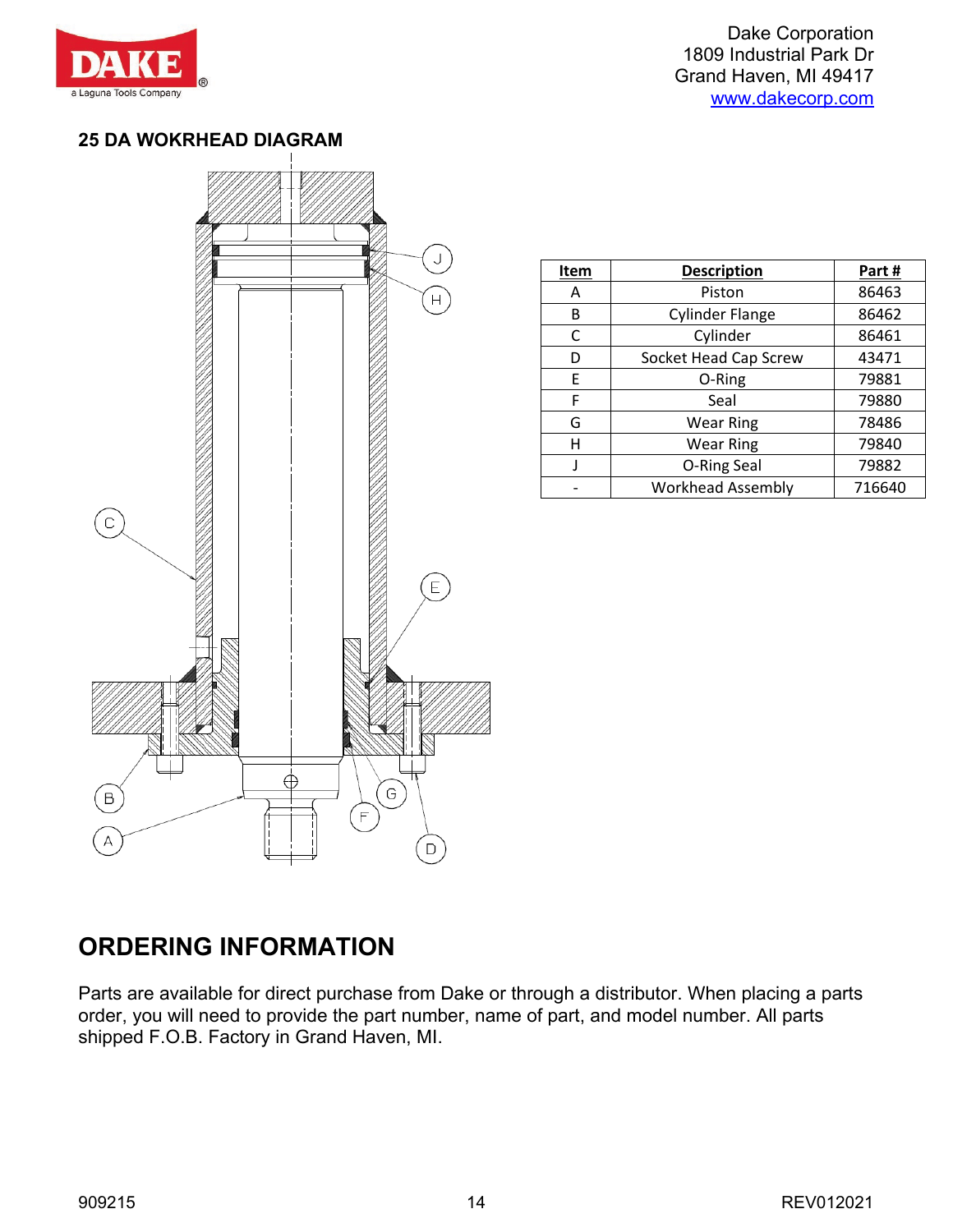Dake Corporation
1809 Industrial Park Dr
Grand Haven, MI 49417
www.dakecorp.com

## 25 DA WOKRHEAD DIAGRAM

| Item | Description | Part # |
|---|---|---|
| A | Piston | 86463 |
| B | Cylinder Flange | 86462 |
| C | Cylinder | 86461 |
| D | Socket Head Cap Screw | 43471 |
| E | O-Ring | 79881 |
| F | Seal | 79880 |
| G | Wear Ring | 78486 |
| H | Wear Ring | 79840 |
| J | O-Ring Seal | 79882 |
| - | Workhead Assembly | 716640 |

# ORDERING INFORMATION

Parts are available for direct purchase from Dake or through a distributor. When placing a parts order, you will need to provide the part number, name of part, and model number. All parts shipped F.O.B. Factory in Grand Haven, MI.

909215 REV012021